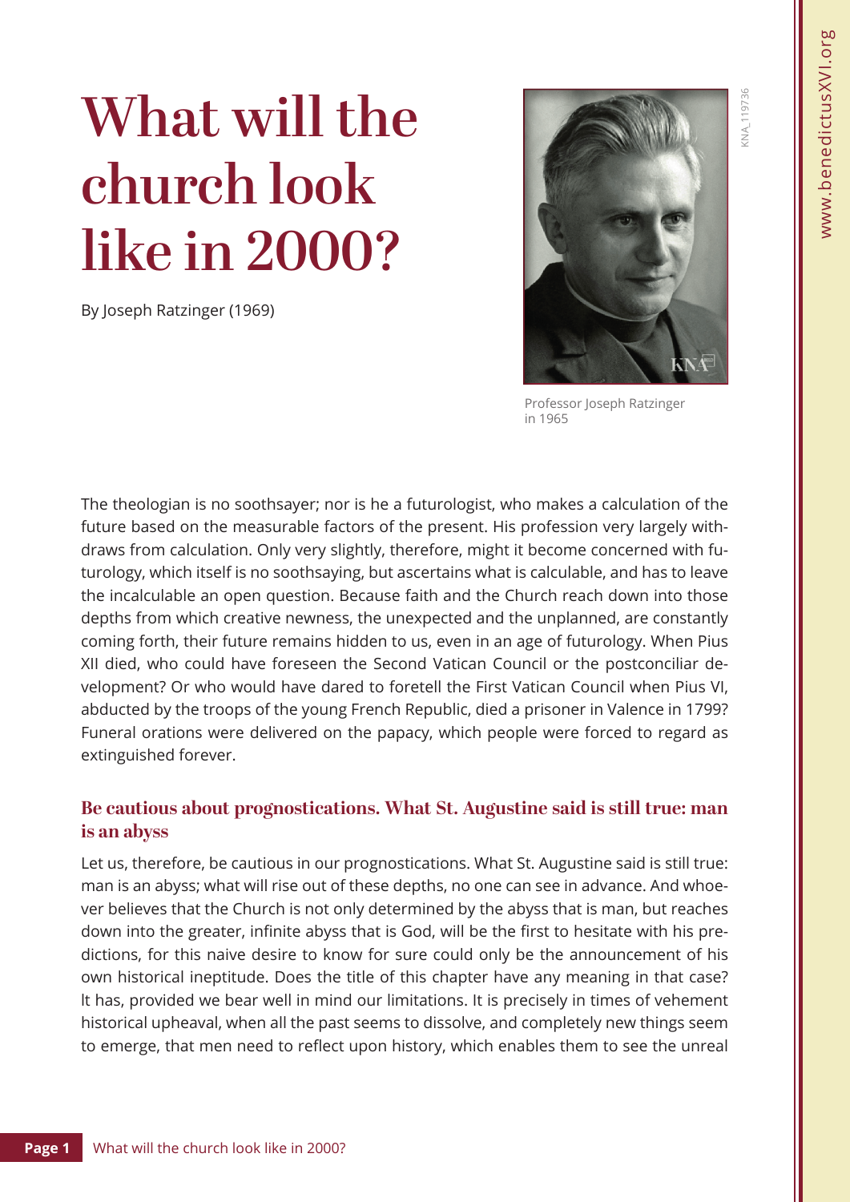# What will the church look like in 2000?

By Joseph Ratzinger (1969)

Professor Joseph Ratzinger in 1965

The theologian is no soothsayer; nor is he a futurologist, who makes a calculation of the future based on the measurable factors of the present. His profession very largely withdraws from calculation. Only very slightly, therefore, might it become concerned with futurology, which itself is no soothsaying, but ascertains what is calculable, and has to leave the incalculable an open question. Because faith and the Church reach down into those depths from which creative newness, the unexpected and the unplanned, are constantly coming forth, their future remains hidden to us, even in an age of futurology. When Pius XII died, who could have foreseen the Second Vatican Council or the postconciliar development? Or who would have dared to foretell the First Vatican Council when Pius VI, abducted by the troops of the young French Republic, died a prisoner in Valence in 1799? Funeral orations were delivered on the papacy, which people were forced to regard as extinguished forever.

## Be cautious about prognostications. What St. Augustine said is still true: man is an abyss

Let us, therefore, be cautious in our prognostications. What St. Augustine said is still true: man is an abyss; what will rise out of these depths, no one can see in advance. And whoever believes that the Church is not only determined by the abyss that is man, but reaches down into the greater, infinite abyss that is God, will be the first to hesitate with his predictions, for this naive desire to know for sure could only be the announcement of his own historical ineptitude. Does the title of this chapter have any meaning in that case? It has, provided we bear well in mind our limitations. It is precisely in times of vehement historical upheaval, when all the past seems to dissolve, and completely new things seem to emerge, that men need to reflect upon history, which enables them to see the unreal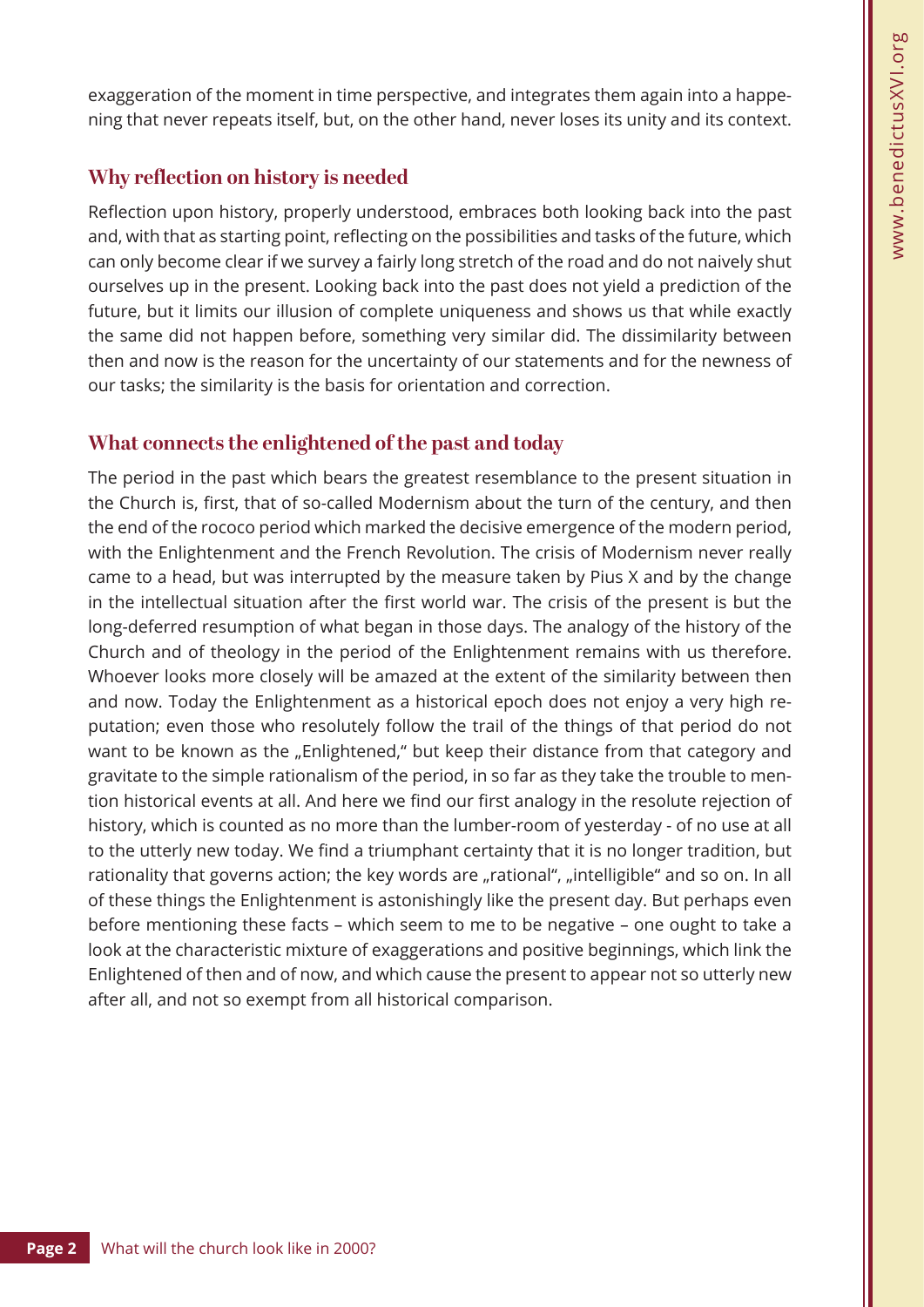exaggeration of the moment in time perspective, and integrates them again into a happening that never repeats itself, but, on the other hand, never loses its unity and its context.

## Why reflection on history is needed

Reflection upon history, properly understood, embraces both looking back into the past and, with that as starting point, reflecting on the possibilities and tasks of the future, which can only become clear if we survey a fairly long stretch of the road and do not naively shut ourselves up in the present. Looking back into the past does not yield a prediction of the future, but it limits our illusion of complete uniqueness and shows us that while exactly the same did not happen before, something very similar did. The dissimilarity between then and now is the reason for the uncertainty of our statements and for the newness of our tasks; the similarity is the basis for orientation and correction.

## What connects the enlightened of the past and today

The period in the past which bears the greatest resemblance to the present situation in the Church is, first, that of so-called Modernism about the turn of the century, and then the end of the rococo period which marked the decisive emergence of the modern period, with the Enlightenment and the French Revolution. The crisis of Modernism never really came to a head, but was interrupted by the measure taken by Pius X and by the change in the intellectual situation after the first world war. The crisis of the present is but the long-deferred resumption of what began in those days. The analogy of the history of the Church and of theology in the period of the Enlightenment remains with us therefore. Whoever looks more closely will be amazed at the extent of the similarity between then and now. Today the Enlightenment as a historical epoch does not enjoy a very high reputation; even those who resolutely follow the trail of the things of that period do not want to be known as the „Enlightened," but keep their distance from that category and gravitate to the simple rationalism of the period, in so far as they take the trouble to mention historical events at all. And here we find our first analogy in the resolute rejection of history, which is counted as no more than the lumber-room of yesterday - of no use at all to the utterly new today. We find a triumphant certainty that it is no longer tradition, but rationality that governs action; the key words are „rational", „intelligible" and so on. In all of these things the Enlightenment is astonishingly like the present day. But perhaps even before mentioning these facts – which seem to me to be negative – one ought to take a look at the characteristic mixture of exaggerations and positive beginnings, which link the Enlightened of then and of now, and which cause the present to appear not so utterly new after all, and not so exempt from all historical comparison.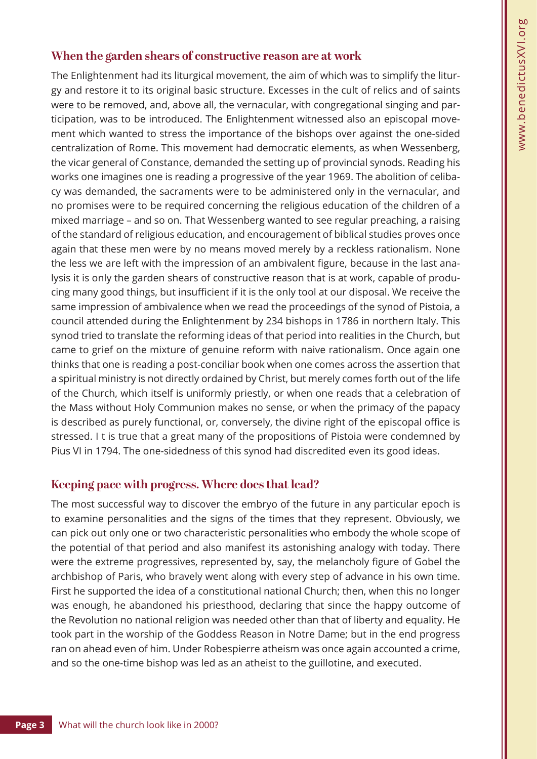## When the garden shears of constructive reason are at work

The Enlightenment had its liturgical movement, the aim of which was to simplify the liturgy and restore it to its original basic structure. Excesses in the cult of relics and of saints were to be removed, and, above all, the vernacular, with congregational singing and participation, was to be introduced. The Enlightenment witnessed also an episcopal movement which wanted to stress the importance of the bishops over against the one-sided centralization of Rome. This movement had democratic elements, as when Wessenberg, the vicar general of Constance, demanded the setting up of provincial synods. Reading his works one imagines one is reading a progressive of the year 1969. The abolition of celibacy was demanded, the sacraments were to be administered only in the vernacular, and no promises were to be required concerning the religious education of the children of a mixed marriage – and so on. That Wessenberg wanted to see regular preaching, a raising of the standard of religious education, and encouragement of biblical studies proves once again that these men were by no means moved merely by a reckless rationalism. None the less we are left with the impression of an ambivalent figure, because in the last analysis it is only the garden shears of constructive reason that is at work, capable of producing many good things, but insufficient if it is the only tool at our disposal. We receive the same impression of ambivalence when we read the proceedings of the synod of Pistoia, a council attended during the Enlightenment by 234 bishops in 1786 in northern Italy. This synod tried to translate the reforming ideas of that period into realities in the Church, but came to grief on the mixture of genuine reform with naive rationalism. Once again one thinks that one is reading a post-conciliar book when one comes across the assertion that a spiritual ministry is not directly ordained by Christ, but merely comes forth out of the life of the Church, which itself is uniformly priestly, or when one reads that a celebration of the Mass without Holy Communion makes no sense, or when the primacy of the papacy is described as purely functional, or, conversely, the divine right of the episcopal office is stressed. I t is true that a great many of the propositions of Pistoia were condemned by Pius VI in 1794. The one-sidedness of this synod had discredited even its good ideas.

## Keeping pace with progress. Where does that lead?

The most successful way to discover the embryo of the future in any particular epoch is to examine personalities and the signs of the times that they represent. Obviously, we can pick out only one or two characteristic personalities who embody the whole scope of the potential of that period and also manifest its astonishing analogy with today. There were the extreme progressives, represented by, say, the melancholy figure of Gobel the archbishop of Paris, who bravely went along with every step of advance in his own time. First he supported the idea of a constitutional national Church; then, when this no longer was enough, he abandoned his priesthood, declaring that since the happy outcome of the Revolution no national religion was needed other than that of liberty and equality. He took part in the worship of the Goddess Reason in Notre Dame; but in the end progress ran on ahead even of him. Under Robespierre atheism was once again accounted a crime, and so the one-time bishop was led as an atheist to the guillotine, and executed.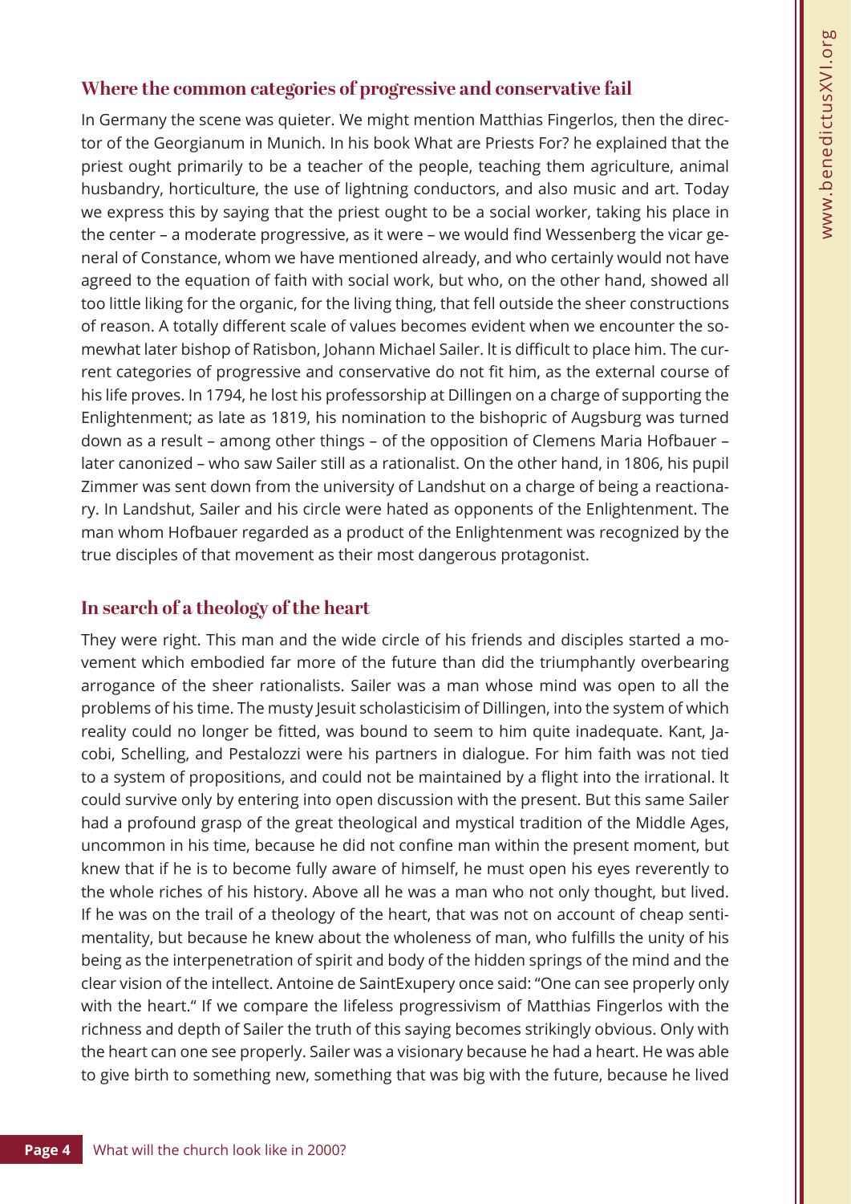## Where the common categories of progressive and conservative fail

In Germany the scene was quieter. We might mention Matthias Fingerlos, then the director of the Georgianum in Munich. In his book What are Priests For? he explained that the priest ought primarily to be a teacher of the people, teaching them agriculture, animal husbandry, horticulture, the use of lightning conductors, and also music and art. Today we express this by saying that the priest ought to be a social worker, taking his place in the center – a moderate progressive, as it were – we would find Wessenberg the vicar general of Constance, whom we have mentioned already, and who certainly would not have agreed to the equation of faith with social work, but who, on the other hand, showed all too little liking for the organic, for the living thing, that fell outside the sheer constructions of reason. A totally different scale of values becomes evident when we encounter the somewhat later bishop of Ratisbon, Johann Michael Sailer. lt is difficult to place him. The current categories of progressive and conservative do not fit him, as the external course of his life proves. In 1794, he lost his professorship at Dillingen on a charge of supporting the Enlightenment; as late as 1819, his nomination to the bishopric of Augsburg was turned down as a result – among other things – of the opposition of Clemens Maria Hofbauer – later canonized – who saw Sailer still as a rationalist. On the other hand, in 1806, his pupil Zimmer was sent down from the university of Landshut on a charge of being a reactionary. In Landshut, Sailer and his circle were hated as opponents of the Enlightenment. The man whom Hofbauer regarded as a product of the Enlightenment was recognized by the true disciples of that movement as their most dangerous protagonist.

## In search of a theology of the heart

They were right. This man and the wide circle of his friends and disciples started a movement which embodied far more of the future than did the triumphantly overbearing arrogance of the sheer rationalists. Sailer was a man whose mind was open to all the problems of his time. The musty Jesuit scholasticisim of Dillingen, into the system of which reality could no longer be fitted, was bound to seem to him quite inadequate. Kant, Jacobi, Schelling, and Pestalozzi were his partners in dialogue. For him faith was not tied to a system of propositions, and could not be maintained by a flight into the irrational. lt could survive only by entering into open discussion with the present. But this same Sailer had a profound grasp of the great theological and mystical tradition of the Middle Ages, uncommon in his time, because he did not confine man within the present moment, but knew that if he is to become fully aware of himself, he must open his eyes reverently to the whole riches of his history. Above all he was a man who not only thought, but lived. If he was on the trail of a theology of the heart, that was not on account of cheap sentimentality, but because he knew about the wholeness of man, who fulfills the unity of his being as the interpenetration of spirit and body of the hidden springs of the mind and the clear vision of the intellect. Antoine de SaintExupery once said: "One can see properly only with the heart." If we compare the lifeless progressivism of Matthias Fingerlos with the richness and depth of Sailer the truth of this saying becomes strikingly obvious. Only with the heart can one see properly. Sailer was a visionary because he had a heart. He was able to give birth to something new, something that was big with the future, because he lived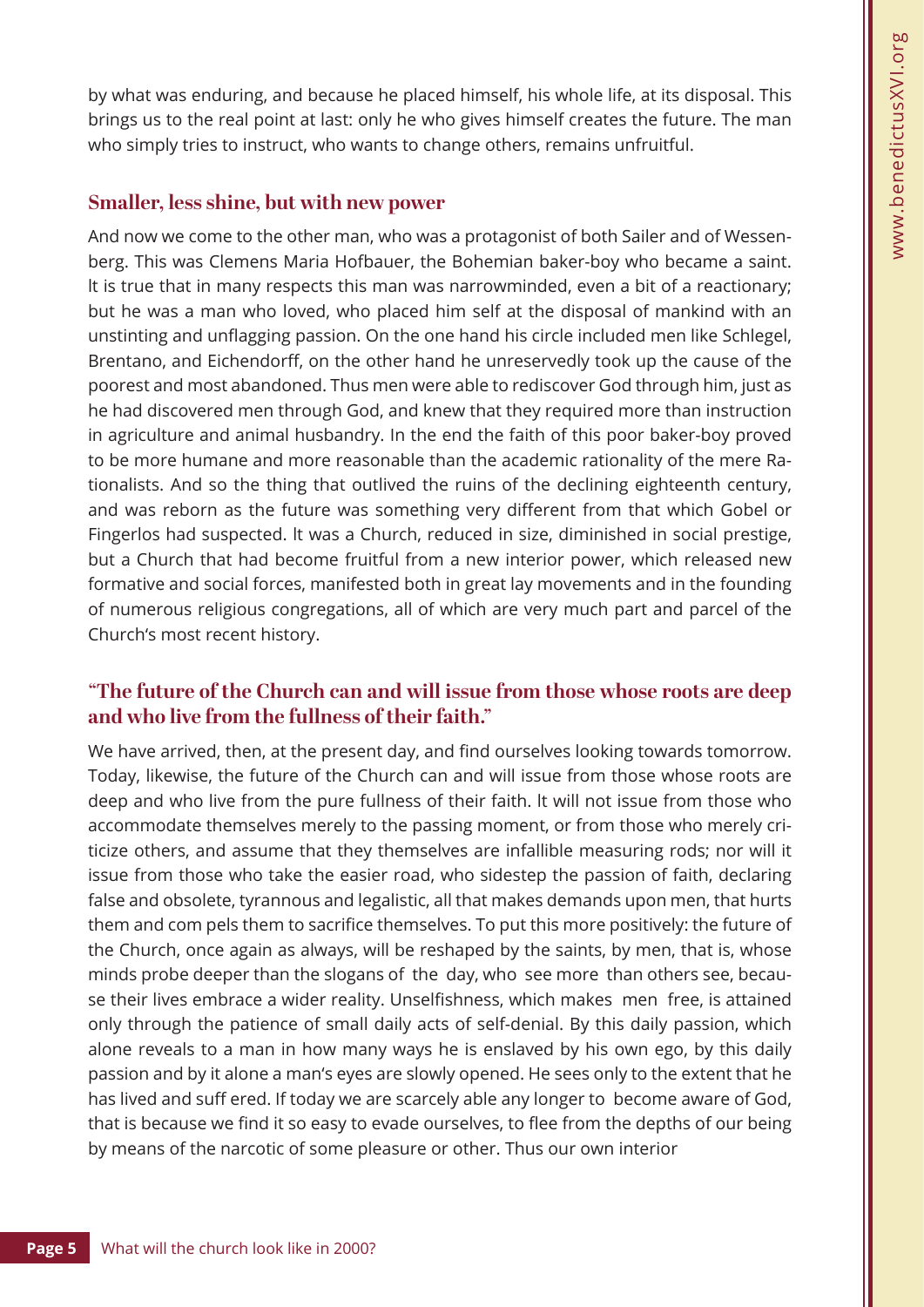by what was enduring, and because he placed himself, his whole life, at its disposal. This brings us to the real point at last: only he who gives himself creates the future. The man who simply tries to instruct, who wants to change others, remains unfruitful.

## Smaller, less shine, but with new power

And now we come to the other man, who was a protagonist of both Sailer and of Wessenberg. This was Clemens Maria Hofbauer, the Bohemian baker-boy who became a saint. It is true that in many respects this man was narrowminded, even a bit of a reactionary; but he was a man who loved, who placed him self at the disposal of mankind with an unstinting and unflagging passion. On the one hand his circle included men like Schlegel, Brentano, and Eichendorff, on the other hand he unreservedly took up the cause of the poorest and most abandoned. Thus men were able to rediscover God through him, just as he had discovered men through God, and knew that they required more than instruction in agriculture and animal husbandry. In the end the faith of this poor baker-boy proved to be more humane and more reasonable than the academic rationality of the mere Rationalists. And so the thing that outlived the ruins of the declining eighteenth century, and was reborn as the future was something very different from that which Gobel or Fingerlos had suspected. It was a Church, reduced in size, diminished in social prestige, but a Church that had become fruitful from a new interior power, which released new formative and social forces, manifested both in great lay movements and in the founding of numerous religious congregations, all of which are very much part and parcel of the Church's most recent history.

## "The future of the Church can and will issue from those whose roots are deep and who live from the fullness of their faith."

We have arrived, then, at the present day, and find ourselves looking towards tomorrow. Today, likewise, the future of the Church can and will issue from those whose roots are deep and who live from the pure fullness of their faith. It will not issue from those who accommodate themselves merely to the passing moment, or from those who merely criticize others, and assume that they themselves are infallible measuring rods; nor will it issue from those who take the easier road, who sidestep the passion of faith, declaring false and obsolete, tyrannous and legalistic, all that makes demands upon men, that hurts them and compels them to sacrifice themselves. To put this more positively: the future of the Church, once again as always, will be reshaped by the saints, by men, that is, whose minds probe deeper than the slogans of the day, who see more than others see, because their lives embrace a wider reality. Unselfishness, which makes men free, is attained only through the patience of small daily acts of self-denial. By this daily passion, which alone reveals to a man in how many ways he is enslaved by his own ego, by this daily passion and by it alone a man's eyes are slowly opened. He sees only to the extent that he has lived and suffered. If today we are scarcely able any longer to become aware of God, that is because we find it so easy to evade ourselves, to flee from the depths of our being by means of the narcotic of some pleasure or other. Thus our own interior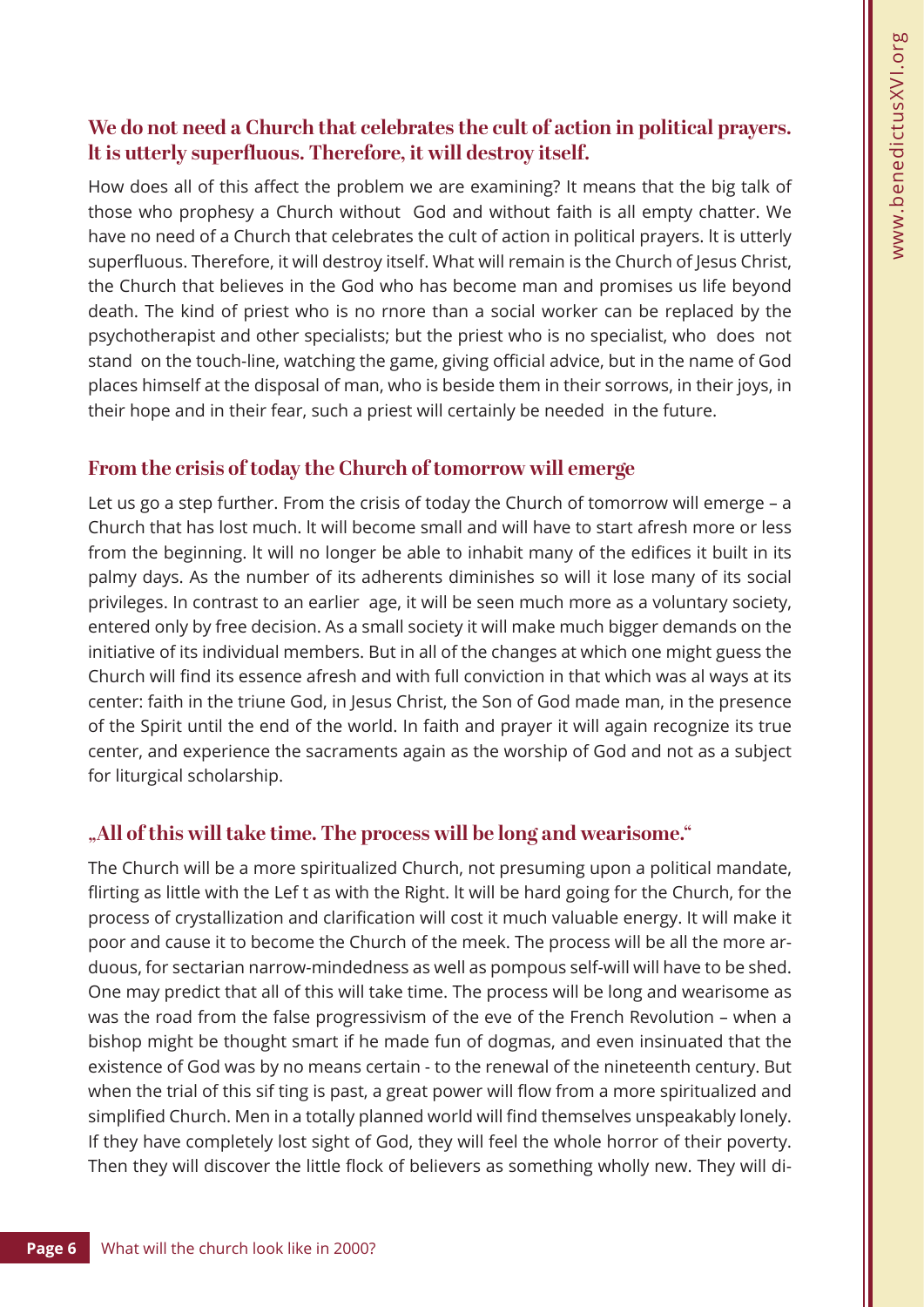## We do not need a Church that celebrates the cult of action in political prayers. It is utterly superfluous. Therefore, it will destroy itself.

How does all of this affect the problem we are examining? It means that the big talk of those who prophesy a Church without God and without faith is all empty chatter. We have no need of a Church that celebrates the cult of action in political prayers. It is utterly superfluous. Therefore, it will destroy itself. What will remain is the Church of Jesus Christ, the Church that believes in the God who has become man and promises us life beyond death. The kind of priest who is no rnore than a social worker can be replaced by the psychotherapist and other specialists; but the priest who is no specialist, who does not stand on the touch-line, watching the game, giving official advice, but in the name of God places himself at the disposal of man, who is beside them in their sorrows, in their joys, in their hope and in their fear, such a priest will certainly be needed in the future.

## From the crisis of today the Church of tomorrow will emerge

Let us go a step further. From the crisis of today the Church of tomorrow will emerge – a Church that has lost much. It will become small and will have to start afresh more or less from the beginning. It will no longer be able to inhabit many of the edifices it built in its palmy days. As the number of its adherents diminishes so will it lose many of its social privileges. In contrast to an earlier age, it will be seen much more as a voluntary society, entered only by free decision. As a small society it will make much bigger demands on the initiative of its individual members. But in all of the changes at which one might guess the Church will find its essence afresh and with full conviction in that which was al ways at its center: faith in the triune God, in Jesus Christ, the Son of God made man, in the presence of the Spirit until the end of the world. In faith and prayer it will again recognize its true center, and experience the sacraments again as the worship of God and not as a subject for liturgical scholarship.

## „All of this will take time. The process will be long and wearisome."

The Church will be a more spiritualized Church, not presuming upon a political mandate, flirting as little with the Lef t as with the Right. It will be hard going for the Church, for the process of crystallization and clarification will cost it much valuable energy. It will make it poor and cause it to become the Church of the meek. The process will be all the more arduous, for sectarian narrow-mindedness as well as pompous self-will will have to be shed. One may predict that all of this will take time. The process will be long and wearisome as was the road from the false progressivism of the eve of the French Revolution – when a bishop might be thought smart if he made fun of dogmas, and even insinuated that the existence of God was by no means certain - to the renewal of the nineteenth century. But when the trial of this sif ting is past, a great power will flow from a more spiritualized and simplified Church. Men in a totally planned world will find themselves unspeakably lonely. If they have completely lost sight of God, they will feel the whole horror of their poverty. Then they will discover the little flock of believers as something wholly new. They will di-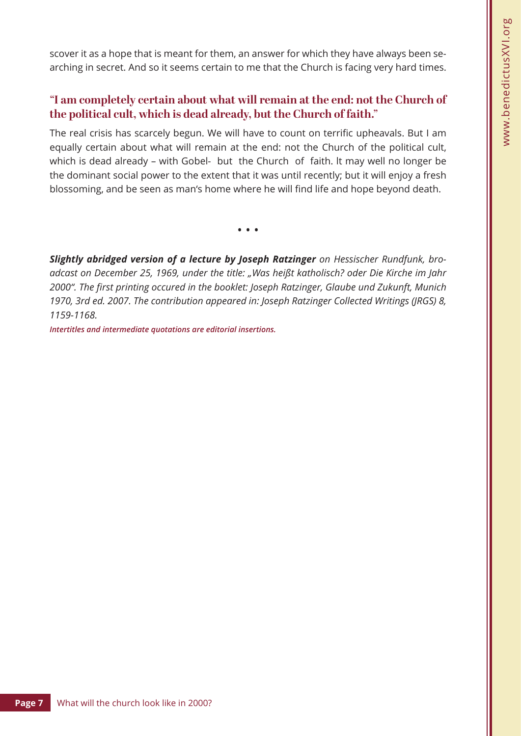scover it as a hope that is meant for them, an answer for which they have always been searching in secret. And so it seems certain to me that the Church is facing very hard times.

### "I am completely certain about what will remain at the end: not the Church of the political cult, which is dead already, but the Church of faith."

The real crisis has scarcely begun. We will have to count on terrific upheavals. But I am equally certain about what will remain at the end: not the Church of the political cult, which is dead already – with Gobel- but the Church of faith. It may well no longer be the dominant social power to the extent that it was until recently; but it will enjoy a fresh blossoming, and be seen as man's home where he will find life and hope beyond death.

• • •

***Slightly abridged version of a lecture by Joseph Ratzinger*** *on Hessischer Rundfunk, broadcast on December 25, 1969, under the title: „Was heißt katholisch? oder Die Kirche im Jahr 2000". The first printing occured in the booklet: Joseph Ratzinger, Glaube und Zukunft, Munich 1970, 3rd ed. 2007. The contribution appeared in: Joseph Ratzinger Collected Writings (JRGS) 8, 1159-1168.*

*Intertitles and intermediate quotations are editorial insertions.*